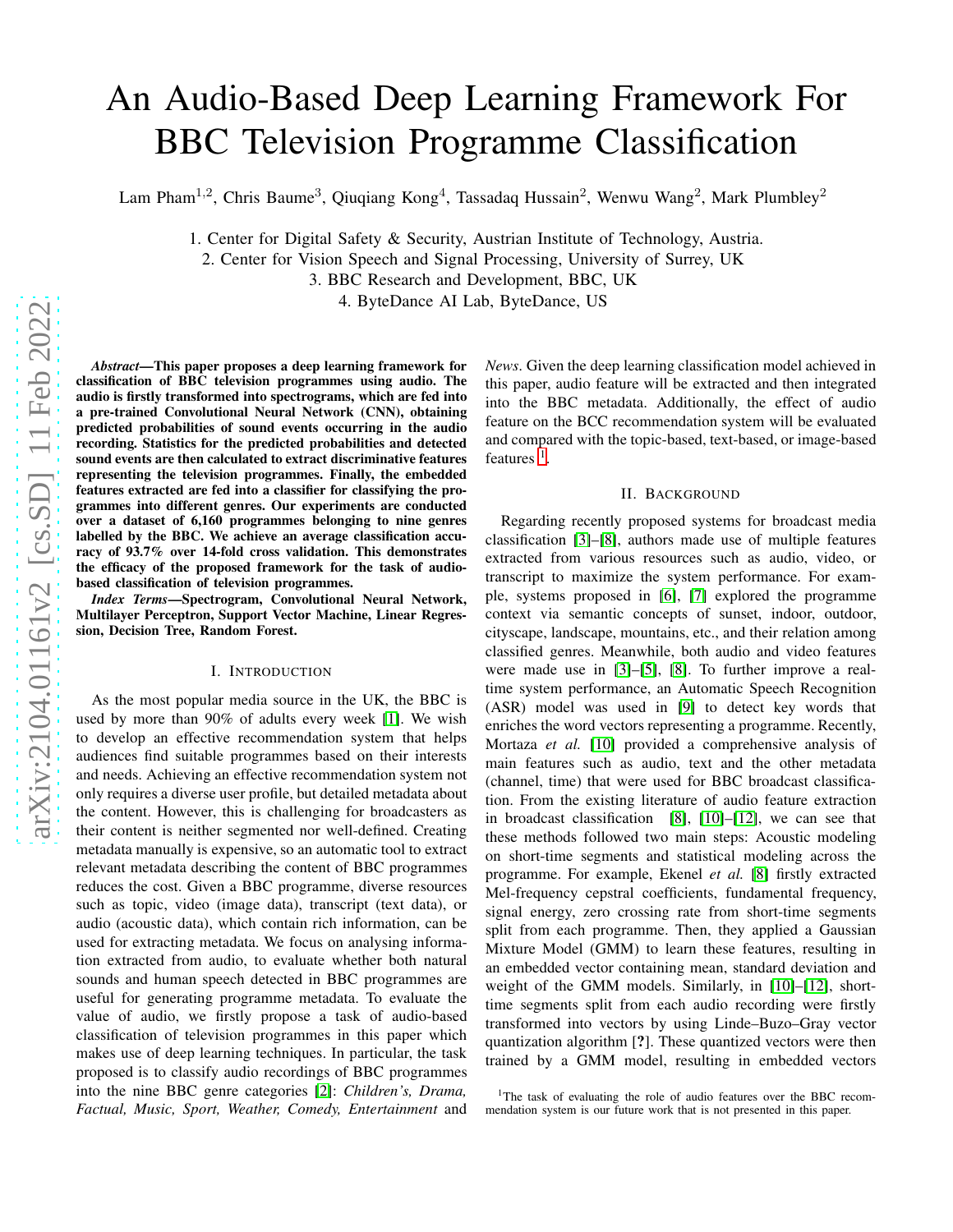# An Audio-Based Deep Learning Framework For BBC Television Programme Classification

Lam Pham[1,2], Chris Baume[3], Qiuqiang Kong[4], Tassadaq Hussain[2], Wenwu Wang[2], Mark Plumbley[2]

1. Center for Digital Safety & Security, Austrian Institute of Technology, Austria.
2. Center for Vision Speech and Signal Processing, University of Surrey, UK
3. BBC Research and Development, BBC, UK
4. ByteDance AI Lab, ByteDance, US

***Abstract*—This paper proposes a deep learning framework for classification of BBC television programmes using audio. The audio is firstly transformed into spectrograms, which are fed into a pre-trained Convolutional Neural Network (CNN), obtaining predicted probabilities of sound events occurring in the audio recording. Statistics for the predicted probabilities and detected sound events are then calculated to extract discriminative features representing the television programmes. Finally, the embedded features extracted are fed into a classifier for classifying the programmes into different genres. Our experiments are conducted over a dataset of 6,160 programmes belonging to nine genres labelled by the BBC. We achieve an average classification accuracy of 93.7% over 14-fold cross validation. This demonstrates the efficacy of the proposed framework for the task of audio-based classification of television programmes.**

***Index Terms*—Spectrogram, Convolutional Neural Network, Multilayer Perceptron, Support Vector Machine, Linear Regression, Decision Tree, Random Forest.**

## I. Introduction

As the most popular media source in the UK, the BBC is used by more than 90% of adults every week [1]. We wish to develop an effective recommendation system that helps audiences find suitable programmes based on their interests and needs. Achieving an effective recommendation system not only requires a diverse user profile, but detailed metadata about the content. However, this is challenging for broadcasters as their content is neither segmented nor well-defined. Creating metadata manually is expensive, so an automatic tool to extract relevant metadata describing the content of BBC programmes reduces the cost. Given a BBC programme, diverse resources such as topic, video (image data), transcript (text data), or audio (acoustic data), which contain rich information, can be used for extracting metadata. We focus on analysing information extracted from audio, to evaluate whether both natural sounds and human speech detected in BBC programmes are useful for generating programme metadata. To evaluate the value of audio, we firstly propose a task of audio-based classification of television programmes in this paper which makes use of deep learning techniques. In particular, the task proposed is to classify audio recordings of BBC programmes into the nine BBC genre categories [2]: *Children's, Drama, Factual, Music, Sport, Weather, Comedy, Entertainment* and *News*. Given the deep learning classification model achieved in this paper, audio feature will be extracted and then integrated into the BBC metadata. Additionally, the effect of audio feature on the BCC recommendation system will be evaluated and compared with the topic-based, text-based, or image-based features [1].

## II. Background

Regarding recently proposed systems for broadcast media classification [3]–[8], authors made use of multiple features extracted from various resources such as audio, video, or transcript to maximize the system performance. For example, systems proposed in [6], [7] explored the programme context via semantic concepts of sunset, indoor, outdoor, cityscape, landscape, mountains, etc., and their relation among classified genres. Meanwhile, both audio and video features were made use in [3]–[5], [8]. To further improve a real-time system performance, an Automatic Speech Recognition (ASR) model was used in [9] to detect key words that enriches the word vectors representing a programme. Recently, Mortaza *et al.* [10] provided a comprehensive analysis of main features such as audio, text and the other metadata (channel, time) that were used for BBC broadcast classification. From the existing literature of audio feature extraction in broadcast classification [8], [10]–[12], we can see that these methods followed two main steps: Acoustic modeling on short-time segments and statistical modeling across the programme. For example, Ekenel *et al.* [8] firstly extracted Mel-frequency cepstral coefficients, fundamental frequency, signal energy, zero crossing rate from short-time segments split from each programme. Then, they applied a Gaussian Mixture Model (GMM) to learn these features, resulting in an embedded vector containing mean, standard deviation and weight of the GMM models. Similarly, in [10]–[12], short-time segments split from each audio recording were firstly transformed into vectors by using Linde–Buzo–Gray vector quantization algorithm [**?**]. These quantized vectors were then trained by a GMM model, resulting in embedded vectors

[1] The task of evaluating the role of audio features over the BBC recommendation system is our future work that is not presented in this paper.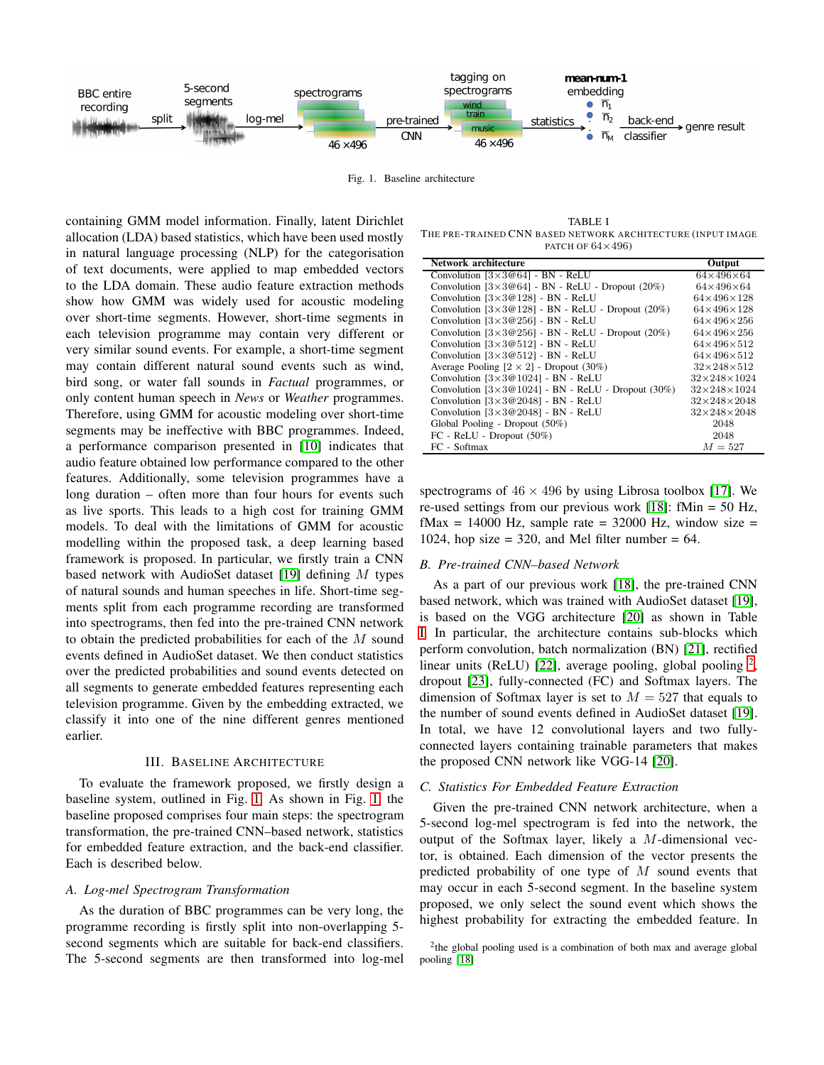Fig. 1. Baseline architecture

containing GMM model information. Finally, latent Dirichlet allocation (LDA) based statistics, which have been used mostly in natural language processing (NLP) for the categorisation of text documents, were applied to map embedded vectors to the LDA domain. These audio feature extraction methods show how GMM was widely used for acoustic modeling over short-time segments. However, short-time segments in each television programme may contain very different or very similar sound events. For example, a short-time segment may contain different natural sound events such as wind, bird song, or water fall sounds in *Factual* programmes, or only content human speech in *News* or *Weather* programmes. Therefore, using GMM for acoustic modeling over short-time segments may be ineffective with BBC programmes. Indeed, a performance comparison presented in [10] indicates that audio feature obtained low performance compared to the other features. Additionally, some television programmes have a long duration – often more than four hours for events such as live sports. This leads to a high cost for training GMM models. To deal with the limitations of GMM for acoustic modelling within the proposed task, a deep learning based framework is proposed. In particular, we firstly train a CNN based network with AudioSet dataset [19] defining $M$ types of natural sounds and human speeches in life. Short-time segments split from each programme recording are transformed into spectrograms, then fed into the pre-trained CNN network to obtain the predicted probabilities for each of the $M$ sound events defined in AudioSet dataset. We then conduct statistics over the predicted probabilities and sound events detected on all segments to generate embedded features representing each television programme. Given by the embedding extracted, we classify it into one of the nine different genres mentioned earlier.

## III. Baseline Architecture

To evaluate the framework proposed, we firstly design a baseline system, outlined in Fig. 1. As shown in Fig. 1, the baseline proposed comprises four main steps: the spectrogram transformation, the pre-trained CNN–based network, statistics for embedded feature extraction, and the back-end classifier. Each is described below.

### *A. Log-mel Spectrogram Transformation*

As the duration of BBC programmes can be very long, the programme recording is firstly split into non-overlapping 5-second segments which are suitable for back-end classifiers. The 5-second segments are then transformed into log-mel spectrograms of $46 \times 496$ by using Librosa toolbox [17]. We re-used settings from our previous work [18]: fMin = 50 Hz, fMax = 14000 Hz, sample rate = 32000 Hz, window size = 1024, hop size = 320, and Mel filter number = 64.

TABLE I
The pre-trained CNN based network architecture (input image patch of $64\times496$)

| Network architecture | Output |
|---|---|
| Convolution [3×3@64] - BN - ReLU | 64×496×64 |
| Convolution [3×3@64] - BN - ReLU - Dropout (20%) | 64×496×64 |
| Convolution [3×3@128] - BN - ReLU | 64×496×128 |
| Convolution [3×3@128] - BN - ReLU - Dropout (20%) | 64×496×128 |
| Convolution [3×3@256] - BN - ReLU | 64×496×256 |
| Convolution [3×3@256] - BN - ReLU - Dropout (20%) | 64×496×256 |
| Convolution [3×3@512] - BN - ReLU | 64×496×512 |
| Convolution [3×3@512] - BN - ReLU | 64×496×512 |
| Average Pooling [2 × 2] - Dropout (30%) | 32×248×512 |
| Convolution [3×3@1024] - BN - ReLU | 32×248×1024 |
| Convolution [3×3@1024] - BN - ReLU - Dropout (30%) | 32×248×1024 |
| Convolution [3×3@2048] - BN - ReLU | 32×248×2048 |
| Convolution [3×3@2048] - BN - ReLU | 32×248×2048 |
| Global Pooling - Dropout (50%) | 2048 |
| FC - ReLU - Dropout (50%) | 2048 |
| FC - Softmax | $M = 527$ |

### *B. Pre-trained CNN–based Network*

As a part of our previous work [18], the pre-trained CNN based network, which was trained with AudioSet dataset [19], is based on the VGG architecture [20] as shown in Table I. In particular, the architecture contains sub-blocks which perform convolution, batch normalization (BN) [21], rectified linear units (ReLU) [22], average pooling, global pooling [2], dropout [23], fully-connected (FC) and Softmax layers. The dimension of Softmax layer is set to $M = 527$ that equals to the number of sound events defined in AudioSet dataset [19]. In total, we have 12 convolutional layers and two fully-connected layers containing trainable parameters that makes the proposed CNN network like VGG-14 [20].

### *C. Statistics For Embedded Feature Extraction*

Given the pre-trained CNN network architecture, when a 5-second log-mel spectrogram is fed into the network, the output of the Softmax layer, likely a $M$-dimensional vector, is obtained. Each dimension of the vector presents the predicted probability of one type of $M$ sound events that may occur in each 5-second segment. In the baseline system proposed, we only select the sound event which shows the highest probability for extracting the embedded feature. In

[2]the global pooling used is a combination of both max and average global pooling [18]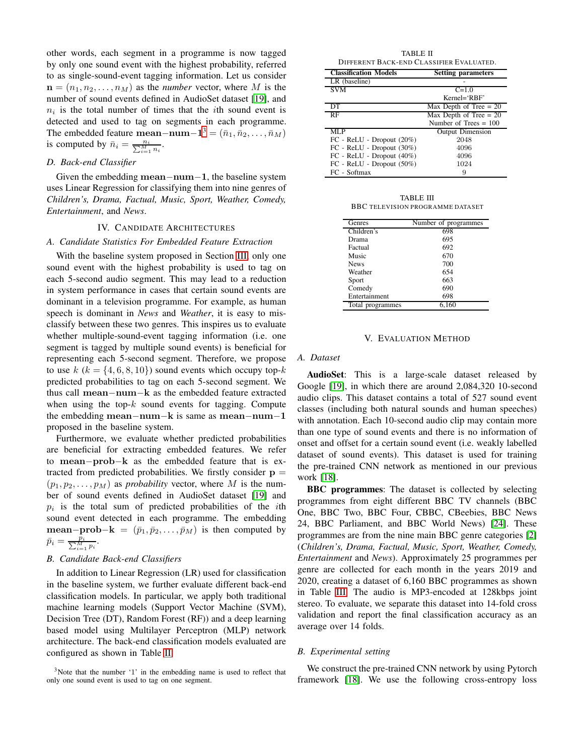other words, each segment in a programme is now tagged by only one sound event with the highest probability, referred to as single-sound-event tagging information. Let us consider $\mathbf{n} = (n_1, n_2, \ldots, n_M)$ as the *number* vector, where $M$ is the number of sound events defined in AudioSet dataset [19], and $n_i$ is the total number of times that the $i$th sound event is detected and used to tag on segments in each programme. The embedded feature $\mathbf{mean{-}num{-}1}$[3] $= (\bar{n}_1, \bar{n}_2, \ldots, \bar{n}_M)$ is computed by $\bar{n}_i = \frac{n_i}{\sum_{i=1}^{M} n_i}$.

### D. Back-end Classifier

Given the embedding $\mathbf{mean{-}num{-}1}$, the baseline system uses Linear Regression for classifying them into nine genres of *Children's, Drama, Factual, Music, Sport, Weather, Comedy, Entertainment*, and *News*.

## IV. Candidate Architectures

### A. Candidate Statistics For Embedded Feature Extraction

With the baseline system proposed in Section III, only one sound event with the highest probability is used to tag on each 5-second audio segment. This may lead to a reduction in system performance in cases that certain sound events are dominant in a television programme. For example, as human speech is dominant in *News* and *Weather*, it is easy to misclassify between these two genres. This inspires us to evaluate whether multiple-sound-event tagging information (i.e. one segment is tagged by multiple sound events) is beneficial for representing each 5-second segment. Therefore, we propose to use $k$ ($k = \{4, 6, 8, 10\}$) sound events which occupy top-$k$ predicted probabilities to tag on each 5-second segment. We thus call $\mathbf{mean{-}num{-}k}$ as the embedded feature extracted when using the top-$k$ sound events for tagging. Compute the embedding $\mathbf{mean{-}num{-}k}$ is same as $\mathbf{mean{-}num{-}1}$ proposed in the baseline system.

Furthermore, we evaluate whether predicted probabilities are beneficial for extracting embedded features. We refer to $\mathbf{mean{-}prob{-}k}$ as the embedded feature that is extracted from predicted probabilities. We firstly consider $\mathbf{p} = (p_1, p_2, \ldots, p_M)$ as *probability* vector, where $M$ is the number of sound events defined in AudioSet dataset [19] and $p_i$ is the total sum of predicted probabilities of the $i$th sound event detected in each programme. The embedding $\mathbf{mean{-}prob{-}k} = (\bar{p}_1, \bar{p}_2, \ldots, \bar{p}_M)$ is then computed by $\bar{p}_i = \frac{p_i}{\sum_{i=1}^{M} p_i}$.

### B. Candidate Back-end Classifiers

In addition to Linear Regression (LR) used for classification in the baseline system, we further evaluate different back-end classification models. In particular, we apply both traditional machine learning models (Support Vector Machine (SVM), Decision Tree (DT), Random Forest (RF)) and a deep learning based model using Multilayer Perceptron (MLP) network architecture. The back-end classification models evaluated are configured as shown in Table II.

[3]Note that the number '1' in the embedding name is used to reflect that only one sound event is used to tag on one segment.

TABLE II
Different Back-end Classifier Evaluated.

| Classification Models | Setting parameters |
|---|---|
| LR (baseline) | - |
| SVM | C=1.0 |
| | Kernel='RBF' |
| DT | Max Depth of Tree = 20 |
| RF | Max Depth of Tree = 20 |
| | Number of Trees = 100 |
| MLP | Output Dimension |
| FC - ReLU - Dropout (20%) | 2048 |
| FC - ReLU - Dropout (30%) | 4096 |
| FC - ReLU - Dropout (40%) | 4096 |
| FC - ReLU - Dropout (50%) | 1024 |
| FC - Softmax | 9 |

TABLE III
BBC television programme dataset

| Genres | Number of programmes |
|---|---|
| Children's | 698 |
| Drama | 695 |
| Factual | 692 |
| Music | 670 |
| News | 700 |
| Weather | 654 |
| Sport | 663 |
| Comedy | 690 |
| Entertainment | 698 |
| Total programmes | 6,160 |

## V. Evaluation Method

### A. Dataset

**AudioSet**: This is a large-scale dataset released by Google [19], in which there are around 2,084,320 10-second audio clips. This dataset contains a total of 527 sound event classes (including both natural sounds and human speeches) with annotation. Each 10-second audio clip may contain more than one type of sound events and there is no information of onset and offset for a certain sound event (i.e. weakly labelled dataset of sound events). This dataset is used for training the pre-trained CNN network as mentioned in our previous work [18].

**BBC programmes**: The dataset is collected by selecting programmes from eight different BBC TV channels (BBC One, BBC Two, BBC Four, CBBC, CBeebies, BBC News 24, BBC Parliament, and BBC World News) [24]. These programmes are from the nine main BBC genre categories [2] (*Children's, Drama, Factual, Music, Sport, Weather, Comedy, Entertainment* and *News*). Approximately 25 programmes per genre are collected for each month in the years 2019 and 2020, creating a dataset of 6,160 BBC programmes as shown in Table III. The audio is MP3-encoded at 128kbps joint stereo. To evaluate, we separate this dataset into 14-fold cross validation and report the final classification accuracy as an average over 14 folds.

### B. Experimental setting

We construct the pre-trained CNN network by using Pytorch framework [18]. We use the following cross-entropy loss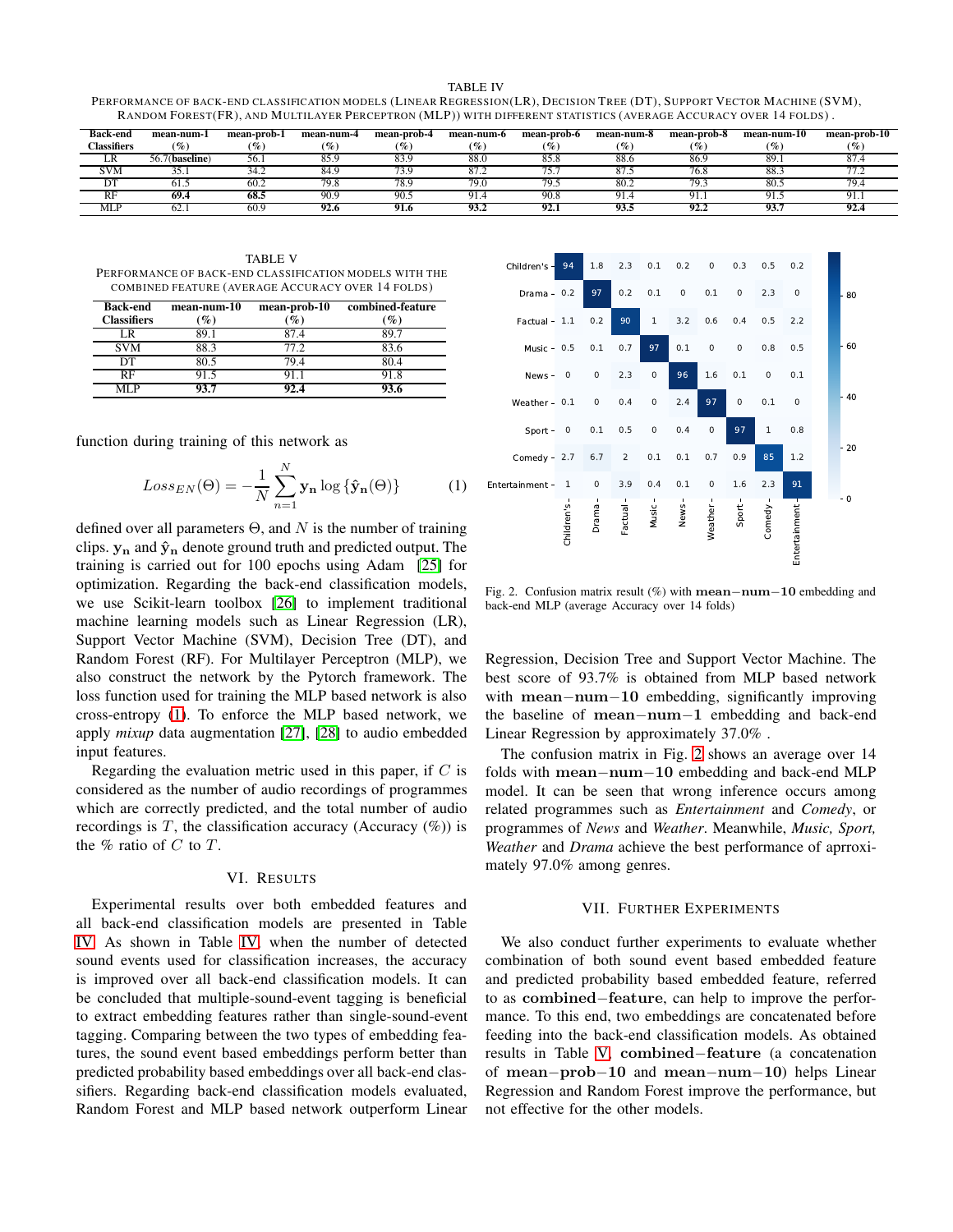TABLE IV
PERFORMANCE OF BACK-END CLASSIFICATION MODELS (LINEAR REGRESSION(LR), DECISION TREE (DT), SUPPORT VECTOR MACHINE (SVM), RANDOM FOREST(FR), AND MULTILAYER PERCEPTRON (MLP)) WITH DIFFERENT STATISTICS (AVERAGE ACCURACY OVER 14 FOLDS) .

| Back-end Classifiers | mean-num-1 (%) | mean-prob-1 (%) | mean-num-4 (%) | mean-prob-4 (%) | mean-num-6 (%) | mean-prob-6 (%) | mean-num-8 (%) | mean-prob-8 (%) | mean-num-10 (%) | mean-prob-10 (%) |
|---|---|---|---|---|---|---|---|---|---|---|
| LR | 56.7(**baseline**) | 56.1 | 85.9 | 83.9 | 88.0 | 85.8 | 88.6 | 86.9 | 89.1 | 87.4 |
| SVM | 35.1 | 34.2 | 84.9 | 73.9 | 87.2 | 75.7 | 87.5 | 76.8 | 88.3 | 77.2 |
| DT | 61.5 | 60.2 | 79.8 | 78.9 | 79.0 | 79.5 | 80.2 | 79.3 | 80.5 | 79.4 |
| RF | **69.4** | **68.5** | 90.9 | 90.5 | 91.4 | 90.8 | 91.4 | 91.1 | 91.5 | 91.1 |
| MLP | 62.1 | 60.9 | **92.6** | **91.6** | **93.2** | **92.1** | **93.5** | **92.2** | **93.7** | **92.4** |

TABLE V
PERFORMANCE OF BACK-END CLASSIFICATION MODELS WITH THE COMBINED FEATURE (AVERAGE ACCURACY OVER 14 FOLDS)

| Back-end Classifiers | mean-num-10 (%) | mean-prob-10 (%) | combined-feature (%) |
|---|---|---|---|
| LR | 89.1 | 87.4 | 89.7 |
| SVM | 88.3 | 77.2 | 83.6 |
| DT | 80.5 | 79.4 | 80.4 |
| RF | 91.5 | 91.1 | 91.8 |
| MLP | **93.7** | **92.4** | **93.6** |

function during training of this network as

$$Loss_{EN}(\Theta) = -\frac{1}{N}\sum_{n=1}^{N}\mathbf{y_n}\log\{\hat{\mathbf{y}}_\mathbf{n}(\Theta)\} \tag{1}$$

defined over all parameters $\Theta$, and $N$ is the number of training clips. $\mathbf{y_n}$ and $\hat{\mathbf{y}}_\mathbf{n}$ denote ground truth and predicted output. The training is carried out for 100 epochs using Adam [25] for optimization. Regarding the back-end classification models, we use Scikit-learn toolbox [26] to implement traditional machine learning models such as Linear Regression (LR), Support Vector Machine (SVM), Decision Tree (DT), and Random Forest (RF). For Multilayer Perceptron (MLP), we also construct the network by the Pytorch framework. The loss function used for training the MLP based network is also cross-entropy (1). To enforce the MLP based network, we apply *mixup* data augmentation [27], [28] to audio embedded input features.

Regarding the evaluation metric used in this paper, if $C$ is considered as the number of audio recordings of programmes which are correctly predicted, and the total number of audio recordings is $T$, the classification accuracy (Accuracy (%)) is the % ratio of $C$ to $T$.

## VI. RESULTS

Experimental results over both embedded features and all back-end classification models are presented in Table IV. As shown in Table IV, when the number of detected sound events used for classification increases, the accuracy is improved over all back-end classification models. It can be concluded that multiple-sound-event tagging is beneficial to extract embedding features rather than single-sound-event tagging. Comparing between the two types of embedding features, the sound event based embeddings perform better than predicted probability based embeddings over all back-end classifiers. Regarding back-end classification models evaluated, Random Forest and MLP based network outperform Linear Regression, Decision Tree and Support Vector Machine. The best score of 93.7% is obtained from MLP based network with $\mathbf{mean\!-\!num\!-\!10}$ embedding, significantly improving the baseline of $\mathbf{mean\!-\!num\!-\!1}$ embedding and back-end Linear Regression by approximately 37.0% .

| | Children's | Drama | Factual | Music | News | Weather | Sport | Comedy | Entertainment |
|---|---|---|---|---|---|---|---|---|---|
| Children's | 94 | 1.8 | 2.3 | 0.1 | 0.2 | 0 | 0.3 | 0.5 | 0.2 |
| Drama | 0.2 | 97 | 0.2 | 0.1 | 0 | 0.1 | 0 | 2.3 | 0 |
| Factual | 1.1 | 0.2 | 90 | 1 | 3.2 | 0.6 | 0.4 | 0.5 | 2.2 |
| Music | 0.5 | 0.1 | 0.7 | 97 | 0.1 | 0 | 0 | 0.8 | 0.5 |
| News | 0 | 0 | 2.3 | 0 | 96 | 1.6 | 0.1 | 0 | 0.1 |
| Weather | 0.1 | 0 | 0.4 | 0 | 2.4 | 97 | 0 | 0.1 | 0 |
| Sport | 0 | 0.1 | 0.5 | 0 | 0.4 | 0 | 97 | 1 | 0.8 |
| Comedy | 2.7 | 6.7 | 2 | 0.1 | 0.1 | 0.7 | 0.9 | 85 | 1.2 |
| Entertainment | 1 | 0 | 3.9 | 0.4 | 0.1 | 0 | 1.6 | 2.3 | 91 |

Fig. 2. Confusion matrix result (%) with $\mathbf{mean\!-\!num\!-\!10}$ embedding and back-end MLP (average Accuracy over 14 folds)

The confusion matrix in Fig. 2 shows an average over 14 folds with $\mathbf{mean\!-\!num\!-\!10}$ embedding and back-end MLP model. It can be seen that wrong inference occurs among related programmes such as *Entertainment* and *Comedy*, or programmes of *News* and *Weather*. Meanwhile, *Music, Sport, Weather* and *Drama* achieve the best performance of aprroximately 97.0% among genres.

## VII. FURTHER EXPERIMENTS

We also conduct further experiments to evaluate whether combination of both sound event based embedded feature and predicted probability based embedded feature, referred to as $\mathbf{combined\!-\!feature}$, can help to improve the performance. To this end, two embeddings are concatenated before feeding into the back-end classification models. As obtained results in Table V, $\mathbf{combined\!-\!feature}$ (a concatenation of $\mathbf{mean\!-\!prob\!-\!10}$ and $\mathbf{mean\!-\!num\!-\!10}$) helps Linear Regression and Random Forest improve the performance, but not effective for the other models.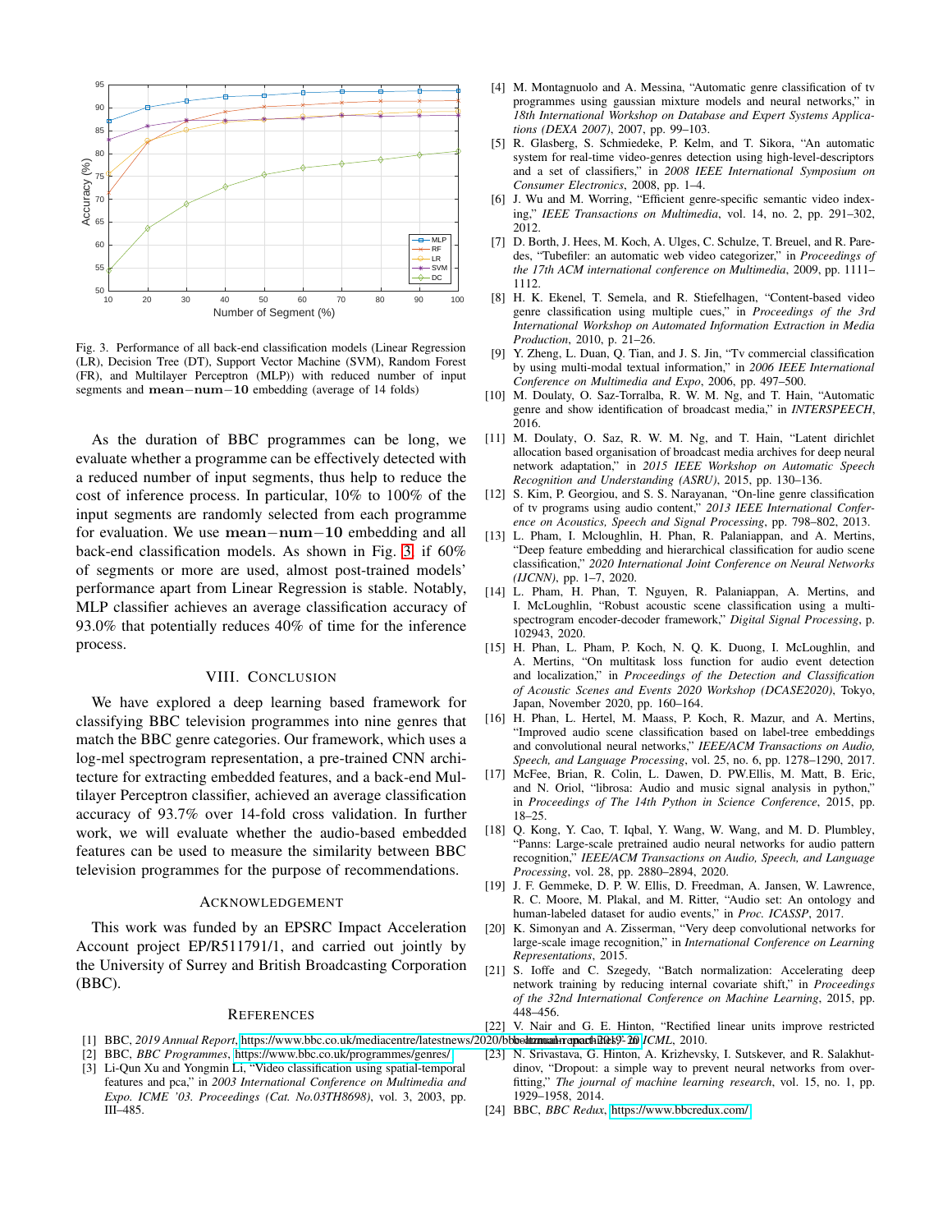Fig. 3. Performance of all back-end classification models (Linear Regression (LR), Decision Tree (DT), Support Vector Machine (SVM), Random Forest (FR), and Multilayer Perceptron (MLP)) with reduced number of input segments and $\mathbf{mean{-}num{-}10}$ embedding (average of 14 folds)

As the duration of BBC programmes can be long, we evaluate whether a programme can be effectively detected with a reduced number of input segments, thus help to reduce the cost of inference process. In particular, 10% to 100% of the input segments are randomly selected from each programme for evaluation. We use $\mathbf{mean{-}num{-}10}$ embedding and all back-end classification models. As shown in Fig. 3, if 60% of segments or more are used, almost post-trained models' performance apart from Linear Regression is stable. Notably, MLP classifier achieves an average classification accuracy of 93.0% that potentially reduces 40% of time for the inference process.

## VIII. Conclusion

We have explored a deep learning based framework for classifying BBC television programmes into nine genres that match the BBC genre categories. Our framework, which uses a log-mel spectrogram representation, a pre-trained CNN architecture for extracting embedded features, and a back-end Multilayer Perceptron classifier, achieved an average classification accuracy of 93.7% over 14-fold cross validation. In further work, we will evaluate whether the audio-based embedded features can be used to measure the similarity between BBC television programmes for the purpose of recommendations.

## Acknowledgement

This work was funded by an EPSRC Impact Acceleration Account project EP/R511791/1, and carried out jointly by the University of Surrey and British Broadcasting Corporation (BBC).

## References

[1] BBC, *2019 Annual Report*, https://www.bbc.co.uk/mediacentre/latestnews/2020/bbc-annual-report-2019-20.

[2] BBC, *BBC Programmes*, https://www.bbc.co.uk/programmes/genres/.

[3] Li-Qun Xu and Yongmin Li, "Video classification using spatial-temporal features and pca," in *2003 International Conference on Multimedia and Expo. ICME '03. Proceedings (Cat. No.03TH8698)*, vol. 3, 2003, pp. III–485.

[4] M. Montagnuolo and A. Messina, "Automatic genre classification of tv programmes using gaussian mixture models and neural networks," in *18th International Workshop on Database and Expert Systems Applications (DEXA 2007)*, 2007, pp. 99–103.

[5] R. Glasberg, S. Schmiedeke, P. Kelm, and T. Sikora, "An automatic system for real-time video-genres detection using high-level-descriptors and a set of classifiers," in *2008 IEEE International Symposium on Consumer Electronics*, 2008, pp. 1–4.

[6] J. Wu and M. Worring, "Efficient genre-specific semantic video indexing," *IEEE Transactions on Multimedia*, vol. 14, no. 2, pp. 291–302, 2012.

[7] D. Borth, J. Hees, M. Koch, A. Ulges, C. Schulze, T. Breuel, and R. Paredes, "Tubefiler: an automatic web video categorizer," in *Proceedings of the 17th ACM international conference on Multimedia*, 2009, pp. 1111–1112.

[8] H. K. Ekenel, T. Semela, and R. Stiefelhagen, "Content-based video genre classification using multiple cues," in *Proceedings of the 3rd International Workshop on Automated Information Extraction in Media Production*, 2010, p. 21–26.

[9] Y. Zheng, L. Duan, Q. Tian, and J. S. Jin, "Tv commercial classification by using multi-modal textual information," in *2006 IEEE International Conference on Multimedia and Expo*, 2006, pp. 497–500.

[10] M. Doulaty, O. Saz-Torralba, R. W. M. Ng, and T. Hain, "Automatic genre and show identification of broadcast media," in *INTERSPEECH*, 2016.

[11] M. Doulaty, O. Saz, R. W. M. Ng, and T. Hain, "Latent dirichlet allocation based organisation of broadcast media archives for deep neural network adaptation," in *2015 IEEE Workshop on Automatic Speech Recognition and Understanding (ASRU)*, 2015, pp. 130–136.

[12] S. Kim, P. Georgiou, and S. S. Narayanan, "On-line genre classification of tv programs using audio content," *2013 IEEE International Conference on Acoustics, Speech and Signal Processing*, pp. 798–802, 2013.

[13] L. Pham, I. Mcloughlin, H. Phan, R. Palaniappan, and A. Mertins, "Deep feature embedding and hierarchical classification for audio scene classification," *2020 International Joint Conference on Neural Networks (IJCNN)*, pp. 1–7, 2020.

[14] L. Pham, H. Phan, T. Nguyen, R. Palaniappan, A. Mertins, and I. McLoughlin, "Robust acoustic scene classification using a multi-spectrogram encoder-decoder framework," *Digital Signal Processing*, p. 102943, 2020.

[15] H. Phan, L. Pham, P. Koch, N. Q. K. Duong, I. McLoughlin, and A. Mertins, "On multitask loss function for audio event detection and localization," in *Proceedings of the Detection and Classification of Acoustic Scenes and Events 2020 Workshop (DCASE2020)*, Tokyo, Japan, November 2020, pp. 160–164.

[16] H. Phan, L. Hertel, M. Maass, P. Koch, R. Mazur, and A. Mertins, "Improved audio scene classification based on label-tree embeddings and convolutional neural networks," *IEEE/ACM Transactions on Audio, Speech, and Language Processing*, vol. 25, no. 6, pp. 1278–1290, 2017.

[17] McFee, Brian, R. Colin, L. Dawen, D. PW.Ellis, M. Matt, B. Eric, and N. Oriol, "librosa: Audio and music signal analysis in python," in *Proceedings of The 14th Python in Science Conference*, 2015, pp. 18–25.

[18] Q. Kong, Y. Cao, T. Iqbal, Y. Wang, W. Wang, and M. D. Plumbley, "Panns: Large-scale pretrained audio neural networks for audio pattern recognition," *IEEE/ACM Transactions on Audio, Speech, and Language Processing*, vol. 28, pp. 2880–2894, 2020.

[19] J. F. Gemmeke, D. P. W. Ellis, D. Freedman, A. Jansen, W. Lawrence, R. C. Moore, M. Plakal, and M. Ritter, "Audio set: An ontology and human-labeled dataset for audio events," in *Proc. ICASSP*, 2017.

[20] K. Simonyan and A. Zisserman, "Very deep convolutional networks for large-scale image recognition," in *International Conference on Learning Representations*, 2015.

[21] S. Ioffe and C. Szegedy, "Batch normalization: Accelerating deep network training by reducing internal covariate shift," in *Proceedings of the 32nd International Conference on Machine Learning*, 2015, pp. 448–456.

[22] V. Nair and G. E. Hinton, "Rectified linear units improve restricted boltzmann machines," in *ICML*, 2010.

[23] N. Srivastava, G. Hinton, A. Krizhevsky, I. Sutskever, and R. Salakhutdinov, "Dropout: a simple way to prevent neural networks from overfitting," *The journal of machine learning research*, vol. 15, no. 1, pp. 1929–1958, 2014.

[24] BBC, *BBC Redux*, https://www.bbcredux.com/.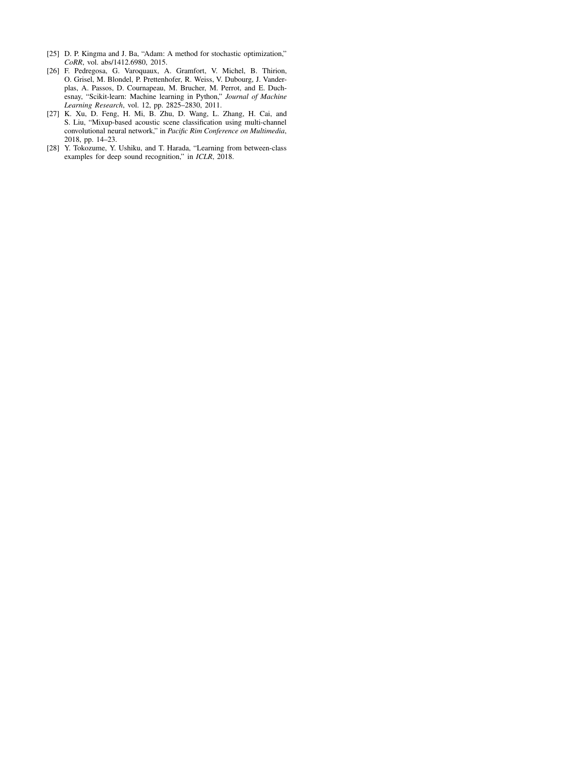[25] D. P. Kingma and J. Ba, "Adam: A method for stochastic optimization," *CoRR*, vol. abs/1412.6980, 2015.

[26] F. Pedregosa, G. Varoquaux, A. Gramfort, V. Michel, B. Thirion, O. Grisel, M. Blondel, P. Prettenhofer, R. Weiss, V. Dubourg, J. Vanderplas, A. Passos, D. Cournapeau, M. Brucher, M. Perrot, and E. Duchesnay, "Scikit-learn: Machine learning in Python," *Journal of Machine Learning Research*, vol. 12, pp. 2825–2830, 2011.

[27] K. Xu, D. Feng, H. Mi, B. Zhu, D. Wang, L. Zhang, H. Cai, and S. Liu, "Mixup-based acoustic scene classification using multi-channel convolutional neural network," in *Pacific Rim Conference on Multimedia*, 2018, pp. 14–23.

[28] Y. Tokozume, Y. Ushiku, and T. Harada, "Learning from between-class examples for deep sound recognition," in *ICLR*, 2018.